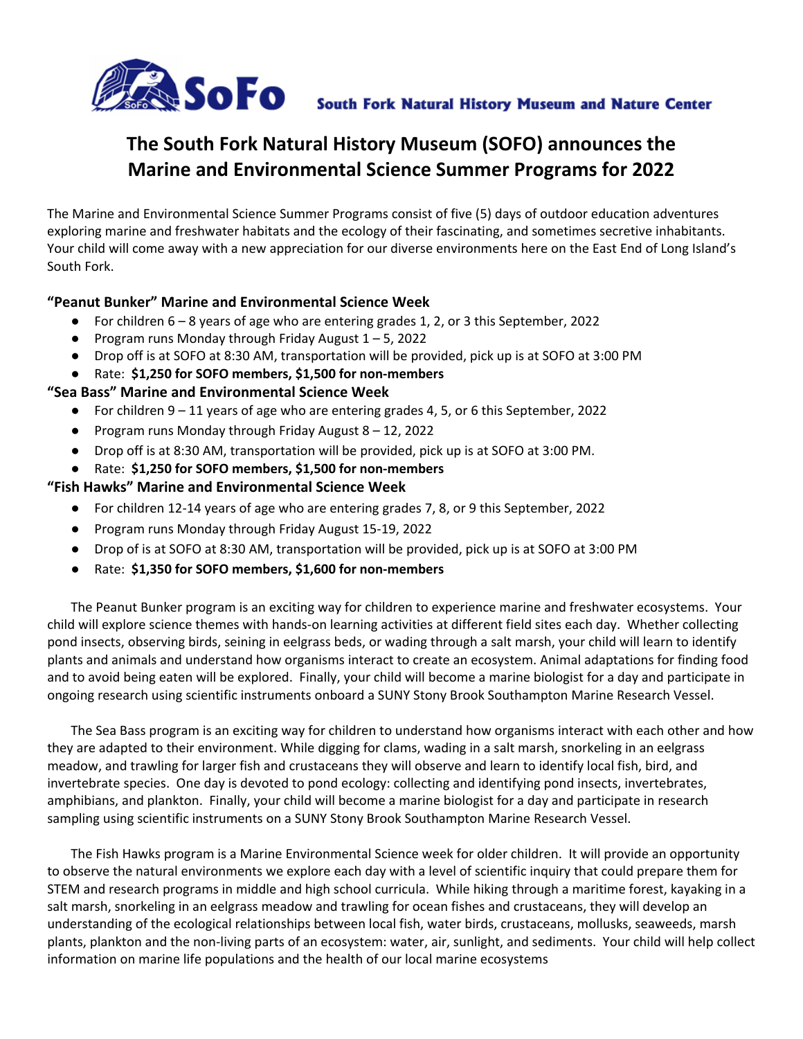SoFo South Fork Natural History Museum and Nature Center

# The South Fork Natural History Museum (SOFO) announces the Marine and Environmental Science Summer Programs for 2022

The Marine and Environmental Science Summer Programs consist of five (5) days of outdoor education adventures exploring marine and freshwater habitats and the ecology of their fascinating, and sometimes secretive inhabitants. Your child will come away with a new appreciation for our diverse environments here on the East End of Long Island's South Fork.

### "Peanut Bunker" Marine and Environmental Science Week

- For children 6 – 8 years of age who are entering grades 1, 2, or 3 this September, 2022
- Program runs Monday through Friday August 1 – 5, 2022
- Drop off is at SOFO at 8:30 AM, transportation will be provided, pick up is at SOFO at 3:00 PM
- Rate: **$1,250 for SOFO members, $1,500 for non-members**

### "Sea Bass" Marine and Environmental Science Week

- For children 9 – 11 years of age who are entering grades 4, 5, or 6 this September, 2022
- Program runs Monday through Friday August 8 – 12, 2022
- Drop off is at 8:30 AM, transportation will be provided, pick up is at SOFO at 3:00 PM.
- Rate: **$1,250 for SOFO members, $1,500 for non-members**

### "Fish Hawks" Marine and Environmental Science Week

- For children 12-14 years of age who are entering grades 7, 8, or 9 this September, 2022
- Program runs Monday through Friday August 15-19, 2022
- Drop of is at SOFO at 8:30 AM, transportation will be provided, pick up is at SOFO at 3:00 PM
- Rate: **$1,350 for SOFO members, $1,600 for non-members**

The Peanut Bunker program is an exciting way for children to experience marine and freshwater ecosystems. Your child will explore science themes with hands-on learning activities at different field sites each day. Whether collecting pond insects, observing birds, seining in eelgrass beds, or wading through a salt marsh, your child will learn to identify plants and animals and understand how organisms interact to create an ecosystem. Animal adaptations for finding food and to avoid being eaten will be explored. Finally, your child will become a marine biologist for a day and participate in ongoing research using scientific instruments onboard a SUNY Stony Brook Southampton Marine Research Vessel.

The Sea Bass program is an exciting way for children to understand how organisms interact with each other and how they are adapted to their environment. While digging for clams, wading in a salt marsh, snorkeling in an eelgrass meadow, and trawling for larger fish and crustaceans they will observe and learn to identify local fish, bird, and invertebrate species. One day is devoted to pond ecology: collecting and identifying pond insects, invertebrates, amphibians, and plankton. Finally, your child will become a marine biologist for a day and participate in research sampling using scientific instruments on a SUNY Stony Brook Southampton Marine Research Vessel.

The Fish Hawks program is a Marine Environmental Science week for older children. It will provide an opportunity to observe the natural environments we explore each day with a level of scientific inquiry that could prepare them for STEM and research programs in middle and high school curricula. While hiking through a maritime forest, kayaking in a salt marsh, snorkeling in an eelgrass meadow and trawling for ocean fishes and crustaceans, they will develop an understanding of the ecological relationships between local fish, water birds, crustaceans, mollusks, seaweeds, marsh plants, plankton and the non-living parts of an ecosystem: water, air, sunlight, and sediments. Your child will help collect information on marine life populations and the health of our local marine ecosystems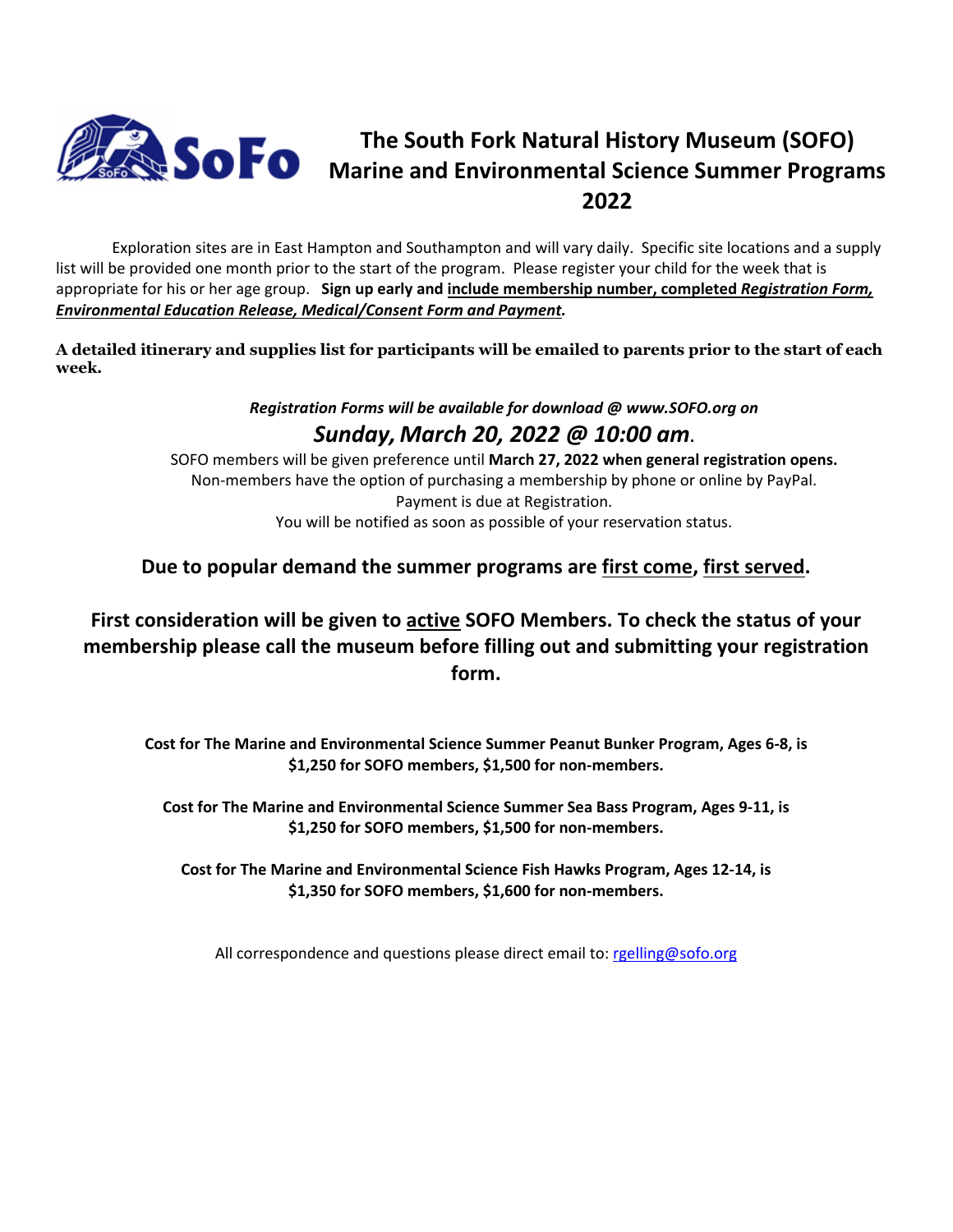# The South Fork Natural History Museum (SOFO) Marine and Environmental Science Summer Programs 2022

Exploration sites are in East Hampton and Southampton and will vary daily. Specific site locations and a supply list will be provided one month prior to the start of the program. Please register your child for the week that is appropriate for his or her age group. **Sign up early and include membership number, completed *Registration Form, Environmental Education Release, Medical/Consent Form and Payment*.**

**A detailed itinerary and supplies list for participants will be emailed to parents prior to the start of each week.**

***Registration Forms will be available for download @ www.SOFO.org on***

***Sunday, March 20, 2022 @ 10:00 am*.**

SOFO members will be given preference until **March 27, 2022 when general registration opens.**
Non-members have the option of purchasing a membership by phone or online by PayPal.
Payment is due at Registration.
You will be notified as soon as possible of your reservation status.

**Due to popular demand the summer programs are first come, first served.**

**First consideration will be given to active SOFO Members. To check the status of your membership please call the museum before filling out and submitting your registration form.**

**Cost for The Marine and Environmental Science Summer Peanut Bunker Program, Ages 6-8, is $1,250 for SOFO members, $1,500 for non-members.**

**Cost for The Marine and Environmental Science Summer Sea Bass Program, Ages 9-11, is $1,250 for SOFO members, $1,500 for non-members.**

**Cost for The Marine and Environmental Science Fish Hawks Program, Ages 12-14, is $1,350 for SOFO members, $1,600 for non-members.**

All correspondence and questions please direct email to: rgelling@sofo.org